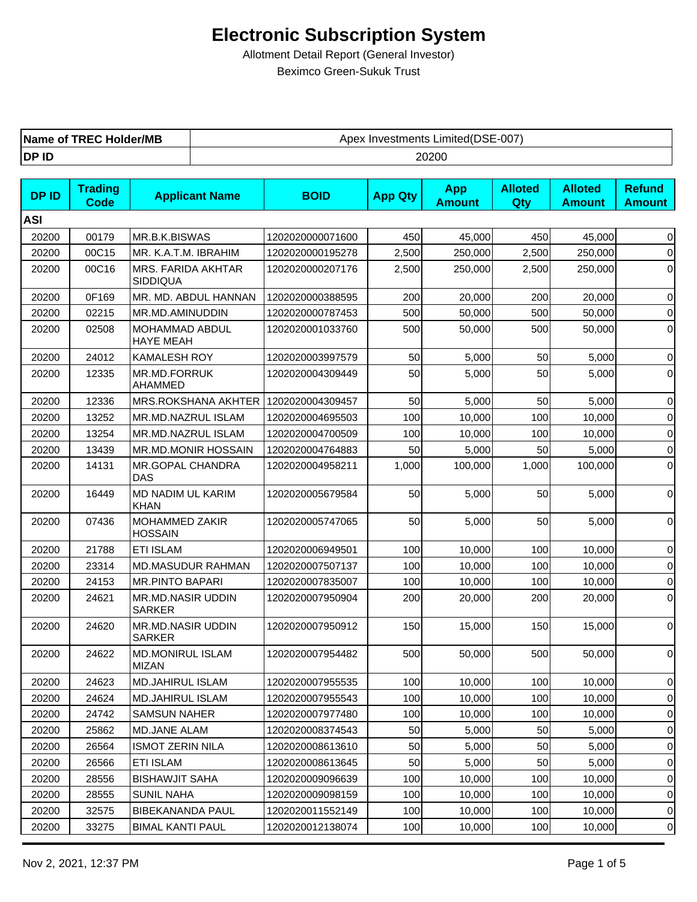# Electronic Subscription System

Allotment Detail Report (General Investor)

Beximco Green-Sukuk Trust

| Name of TREC Holder/MB | Apex Investments Limited(DSE-007) |
|---|---|
| DP ID | 20200 |

| DP ID | Trading Code | Applicant Name | BOID | App Qty | App Amount | Alloted Qty | Alloted Amount | Refund Amount |
|---|---|---|---|---|---|---|---|---|
| ASI | | | | | | | | |
| 20200 | 00179 | MR.B.K.BISWAS | 1202020000071600 | 450 | 45,000 | 450 | 45,000 | 0 |
| 20200 | 00C15 | MR. K.A.T.M. IBRAHIM | 1202020000195278 | 2,500 | 250,000 | 2,500 | 250,000 | 0 |
| 20200 | 00C16 | MRS. FARIDA AKHTAR SIDDIQUA | 1202020000207176 | 2,500 | 250,000 | 2,500 | 250,000 | 0 |
| 20200 | 0F169 | MR. MD. ABDUL HANNAN | 1202020000388595 | 200 | 20,000 | 200 | 20,000 | 0 |
| 20200 | 02215 | MR.MD.AMINUDDIN | 1202020000787453 | 500 | 50,000 | 500 | 50,000 | 0 |
| 20200 | 02508 | MOHAMMAD ABDUL HAYE MEAH | 1202020001033760 | 500 | 50,000 | 500 | 50,000 | 0 |
| 20200 | 24012 | KAMALESH ROY | 1202020003997579 | 50 | 5,000 | 50 | 5,000 | 0 |
| 20200 | 12335 | MR.MD.FORRUK AHAMMED | 1202020004309449 | 50 | 5,000 | 50 | 5,000 | 0 |
| 20200 | 12336 | MRS.ROKSHANA AKHTER | 1202020004309457 | 50 | 5,000 | 50 | 5,000 | 0 |
| 20200 | 13252 | MR.MD.NAZRUL ISLAM | 1202020004695503 | 100 | 10,000 | 100 | 10,000 | 0 |
| 20200 | 13254 | MR.MD.NAZRUL ISLAM | 1202020004700509 | 100 | 10,000 | 100 | 10,000 | 0 |
| 20200 | 13439 | MR.MD.MONIR HOSSAIN | 1202020004764883 | 50 | 5,000 | 50 | 5,000 | 0 |
| 20200 | 14131 | MR.GOPAL CHANDRA DAS | 1202020004958211 | 1,000 | 100,000 | 1,000 | 100,000 | 0 |
| 20200 | 16449 | MD NADIM UL KARIM KHAN | 1202020005679584 | 50 | 5,000 | 50 | 5,000 | 0 |
| 20200 | 07436 | MOHAMMED ZAKIR HOSSAIN | 1202020005747065 | 50 | 5,000 | 50 | 5,000 | 0 |
| 20200 | 21788 | ETI ISLAM | 1202020006949501 | 100 | 10,000 | 100 | 10,000 | 0 |
| 20200 | 23314 | MD.MASUDUR RAHMAN | 1202020007507137 | 100 | 10,000 | 100 | 10,000 | 0 |
| 20200 | 24153 | MR.PINTO BAPARI | 1202020007835007 | 100 | 10,000 | 100 | 10,000 | 0 |
| 20200 | 24621 | MR.MD.NASIR UDDIN SARKER | 1202020007950904 | 200 | 20,000 | 200 | 20,000 | 0 |
| 20200 | 24620 | MR.MD.NASIR UDDIN SARKER | 1202020007950912 | 150 | 15,000 | 150 | 15,000 | 0 |
| 20200 | 24622 | MD.MONIRUL ISLAM MIZAN | 1202020007954482 | 500 | 50,000 | 500 | 50,000 | 0 |
| 20200 | 24623 | MD.JAHIRUL ISLAM | 1202020007955535 | 100 | 10,000 | 100 | 10,000 | 0 |
| 20200 | 24624 | MD.JAHIRUL ISLAM | 1202020007955543 | 100 | 10,000 | 100 | 10,000 | 0 |
| 20200 | 24742 | SAMSUN NAHER | 1202020007977480 | 100 | 10,000 | 100 | 10,000 | 0 |
| 20200 | 25862 | MD.JANE ALAM | 1202020008374543 | 50 | 5,000 | 50 | 5,000 | 0 |
| 20200 | 26564 | ISMOT ZERIN NILA | 1202020008613610 | 50 | 5,000 | 50 | 5,000 | 0 |
| 20200 | 26566 | ETI ISLAM | 1202020008613645 | 50 | 5,000 | 50 | 5,000 | 0 |
| 20200 | 28556 | BISHAWJIT SAHA | 1202020009096639 | 100 | 10,000 | 100 | 10,000 | 0 |
| 20200 | 28555 | SUNIL NAHA | 1202020009098159 | 100 | 10,000 | 100 | 10,000 | 0 |
| 20200 | 32575 | BIBEKANANDA PAUL | 1202020011552149 | 100 | 10,000 | 100 | 10,000 | 0 |
| 20200 | 33275 | BIMAL KANTI PAUL | 1202020012138074 | 100 | 10,000 | 100 | 10,000 | 0 |

Nov 2, 2021, 12:37 PM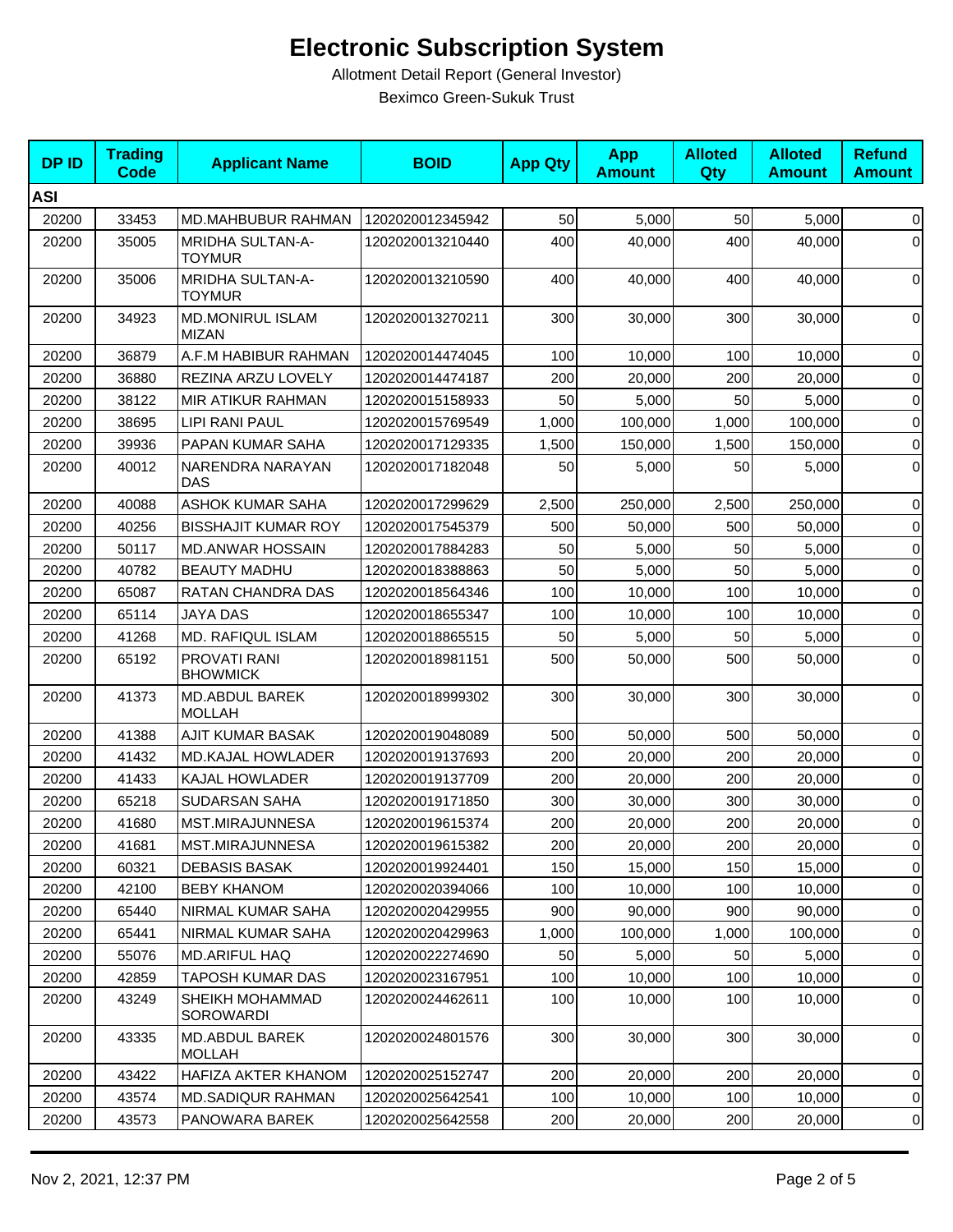# Electronic Subscription System

Allotment Detail Report (General Investor)

Beximco Green-Sukuk Trust

| DP ID | Trading Code | Applicant Name | BOID | App Qty | App Amount | Alloted Qty | Alloted Amount | Refund Amount |
|---|---|---|---|---|---|---|---|---|
| **ASI** | | | | | | | | |
| 20200 | 33453 | MD.MAHBUBUR RAHMAN | 1202020012345942 | 50 | 5,000 | 50 | 5,000 | 0 |
| 20200 | 35005 | MRIDHA SULTAN-A-TOYMUR | 1202020013210440 | 400 | 40,000 | 400 | 40,000 | 0 |
| 20200 | 35006 | MRIDHA SULTAN-A-TOYMUR | 1202020013210590 | 400 | 40,000 | 400 | 40,000 | 0 |
| 20200 | 34923 | MD.MONIRUL ISLAM MIZAN | 1202020013270211 | 300 | 30,000 | 300 | 30,000 | 0 |
| 20200 | 36879 | A.F.M HABIBUR RAHMAN | 1202020014474045 | 100 | 10,000 | 100 | 10,000 | 0 |
| 20200 | 36880 | REZINA ARZU LOVELY | 1202020014474187 | 200 | 20,000 | 200 | 20,000 | 0 |
| 20200 | 38122 | MIR ATIKUR RAHMAN | 1202020015158933 | 50 | 5,000 | 50 | 5,000 | 0 |
| 20200 | 38695 | LIPI RANI PAUL | 1202020015769549 | 1,000 | 100,000 | 1,000 | 100,000 | 0 |
| 20200 | 39936 | PAPAN KUMAR SAHA | 1202020017129335 | 1,500 | 150,000 | 1,500 | 150,000 | 0 |
| 20200 | 40012 | NARENDRA NARAYAN DAS | 1202020017182048 | 50 | 5,000 | 50 | 5,000 | 0 |
| 20200 | 40088 | ASHOK KUMAR SAHA | 1202020017299629 | 2,500 | 250,000 | 2,500 | 250,000 | 0 |
| 20200 | 40256 | BISSHAJIT KUMAR ROY | 1202020017545379 | 500 | 50,000 | 500 | 50,000 | 0 |
| 20200 | 50117 | MD.ANWAR HOSSAIN | 1202020017884283 | 50 | 5,000 | 50 | 5,000 | 0 |
| 20200 | 40782 | BEAUTY MADHU | 1202020018388863 | 50 | 5,000 | 50 | 5,000 | 0 |
| 20200 | 65087 | RATAN CHANDRA DAS | 1202020018564346 | 100 | 10,000 | 100 | 10,000 | 0 |
| 20200 | 65114 | JAYA DAS | 1202020018655347 | 100 | 10,000 | 100 | 10,000 | 0 |
| 20200 | 41268 | MD. RAFIQUL ISLAM | 1202020018865515 | 50 | 5,000 | 50 | 5,000 | 0 |
| 20200 | 65192 | PROVATI RANI BHOWMICK | 1202020018981151 | 500 | 50,000 | 500 | 50,000 | 0 |
| 20200 | 41373 | MD.ABDUL BAREK MOLLAH | 1202020018999302 | 300 | 30,000 | 300 | 30,000 | 0 |
| 20200 | 41388 | AJIT KUMAR BASAK | 1202020019048089 | 500 | 50,000 | 500 | 50,000 | 0 |
| 20200 | 41432 | MD.KAJAL HOWLADER | 1202020019137693 | 200 | 20,000 | 200 | 20,000 | 0 |
| 20200 | 41433 | KAJAL HOWLADER | 1202020019137709 | 200 | 20,000 | 200 | 20,000 | 0 |
| 20200 | 65218 | SUDARSAN SAHA | 1202020019171850 | 300 | 30,000 | 300 | 30,000 | 0 |
| 20200 | 41680 | MST.MIRAJUNNESA | 1202020019615374 | 200 | 20,000 | 200 | 20,000 | 0 |
| 20200 | 41681 | MST.MIRAJUNNESA | 1202020019615382 | 200 | 20,000 | 200 | 20,000 | 0 |
| 20200 | 60321 | DEBASIS BASAK | 1202020019924401 | 150 | 15,000 | 150 | 15,000 | 0 |
| 20200 | 42100 | BEBY KHANOM | 1202020020394066 | 100 | 10,000 | 100 | 10,000 | 0 |
| 20200 | 65440 | NIRMAL KUMAR SAHA | 1202020020429955 | 900 | 90,000 | 900 | 90,000 | 0 |
| 20200 | 65441 | NIRMAL KUMAR SAHA | 1202020020429963 | 1,000 | 100,000 | 1,000 | 100,000 | 0 |
| 20200 | 55076 | MD.ARIFUL HAQ | 1202020022274690 | 50 | 5,000 | 50 | 5,000 | 0 |
| 20200 | 42859 | TAPOSH KUMAR DAS | 1202020023167951 | 100 | 10,000 | 100 | 10,000 | 0 |
| 20200 | 43249 | SHEIKH MOHAMMAD SOROWARDI | 1202020024462611 | 100 | 10,000 | 100 | 10,000 | 0 |
| 20200 | 43335 | MD.ABDUL BAREK MOLLAH | 1202020024801576 | 300 | 30,000 | 300 | 30,000 | 0 |
| 20200 | 43422 | HAFIZA AKTER KHANOM | 1202020025152747 | 200 | 20,000 | 200 | 20,000 | 0 |
| 20200 | 43574 | MD.SADIQUR RAHMAN | 1202020025642541 | 100 | 10,000 | 100 | 10,000 | 0 |
| 20200 | 43573 | PANOWARA BAREK | 1202020025642558 | 200 | 20,000 | 200 | 20,000 | 0 |

Nov 2, 2021, 12:37 PM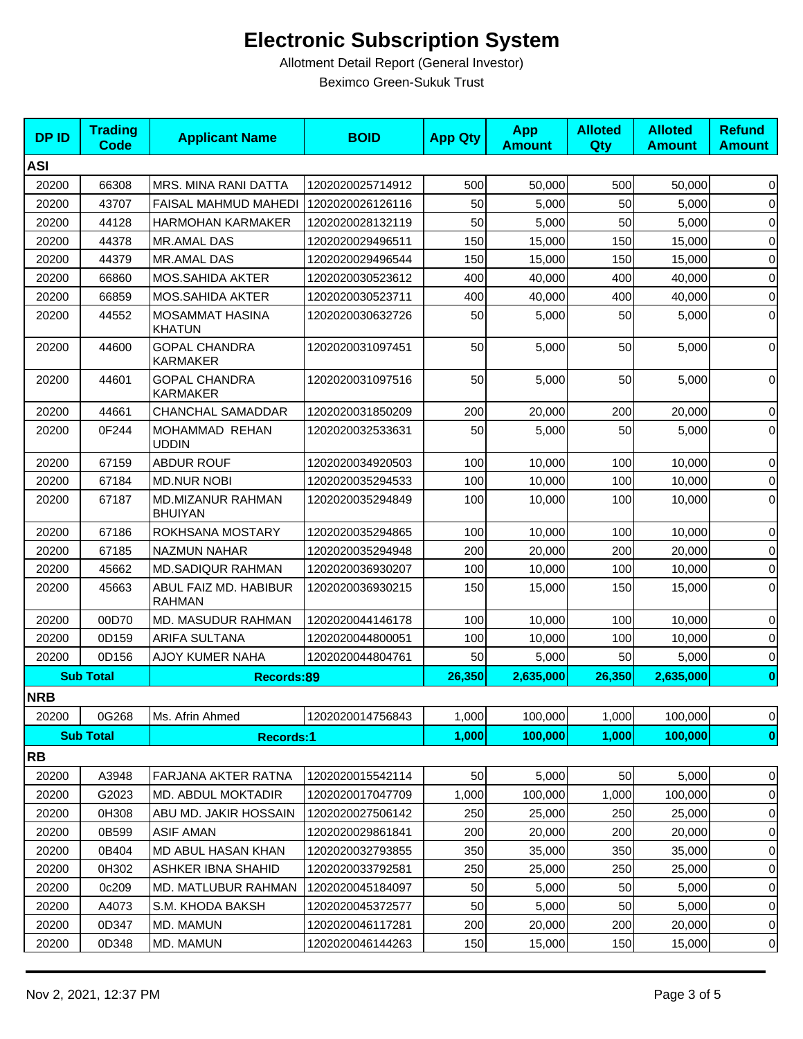# Electronic Subscription System

Allotment Detail Report (General Investor)

Beximco Green-Sukuk Trust

| DP ID | Trading Code | Applicant Name | BOID | App Qty | App Amount | Alloted Qty | Alloted Amount | Refund Amount |
|---|---|---|---|---|---|---|---|---|
| **ASI** | | | | | | | | |
| 20200 | 66308 | MRS. MINA RANI DATTA | 1202020025714912 | 500 | 50,000 | 500 | 50,000 | 0 |
| 20200 | 43707 | FAISAL MAHMUD MAHEDI | 1202020026126116 | 50 | 5,000 | 50 | 5,000 | 0 |
| 20200 | 44128 | HARMOHAN KARMAKER | 1202020028132119 | 50 | 5,000 | 50 | 5,000 | 0 |
| 20200 | 44378 | MR.AMAL DAS | 1202020029496511 | 150 | 15,000 | 150 | 15,000 | 0 |
| 20200 | 44379 | MR.AMAL DAS | 1202020029496544 | 150 | 15,000 | 150 | 15,000 | 0 |
| 20200 | 66860 | MOS.SAHIDA AKTER | 1202020030523612 | 400 | 40,000 | 400 | 40,000 | 0 |
| 20200 | 66859 | MOS.SAHIDA AKTER | 1202020030523711 | 400 | 40,000 | 400 | 40,000 | 0 |
| 20200 | 44552 | MOSAMMAT HASINA KHATUN | 1202020030632726 | 50 | 5,000 | 50 | 5,000 | 0 |
| 20200 | 44600 | GOPAL CHANDRA KARMAKER | 1202020031097451 | 50 | 5,000 | 50 | 5,000 | 0 |
| 20200 | 44601 | GOPAL CHANDRA KARMAKER | 1202020031097516 | 50 | 5,000 | 50 | 5,000 | 0 |
| 20200 | 44661 | CHANCHAL SAMADDAR | 1202020031850209 | 200 | 20,000 | 200 | 20,000 | 0 |
| 20200 | 0F244 | MOHAMMAD REHAN UDDIN | 1202020032533631 | 50 | 5,000 | 50 | 5,000 | 0 |
| 20200 | 67159 | ABDUR ROUF | 1202020034920503 | 100 | 10,000 | 100 | 10,000 | 0 |
| 20200 | 67184 | MD.NUR NOBI | 1202020035294533 | 100 | 10,000 | 100 | 10,000 | 0 |
| 20200 | 67187 | MD.MIZANUR RAHMAN BHUIYAN | 1202020035294849 | 100 | 10,000 | 100 | 10,000 | 0 |
| 20200 | 67186 | ROKHSANA MOSTARY | 1202020035294865 | 100 | 10,000 | 100 | 10,000 | 0 |
| 20200 | 67185 | NAZMUN NAHAR | 1202020035294948 | 200 | 20,000 | 200 | 20,000 | 0 |
| 20200 | 45662 | MD.SADIQUR RAHMAN | 1202020036930207 | 100 | 10,000 | 100 | 10,000 | 0 |
| 20200 | 45663 | ABUL FAIZ MD. HABIBUR RAHMAN | 1202020036930215 | 150 | 15,000 | 150 | 15,000 | 0 |
| 20200 | 00D70 | MD. MASUDUR RAHMAN | 1202020044146178 | 100 | 10,000 | 100 | 10,000 | 0 |
| 20200 | 0D159 | ARIFA SULTANA | 1202020044800051 | 100 | 10,000 | 100 | 10,000 | 0 |
| 20200 | 0D156 | AJOY KUMER NAHA | 1202020044804761 | 50 | 5,000 | 50 | 5,000 | 0 |
| **Sub Total** | | **Records:89** | | **26,350** | **2,635,000** | **26,350** | **2,635,000** | **0** |
| **NRB** | | | | | | | | |
| 20200 | 0G268 | Ms. Afrin Ahmed | 1202020014756843 | 1,000 | 100,000 | 1,000 | 100,000 | 0 |
| **Sub Total** | | **Records:1** | | **1,000** | **100,000** | **1,000** | **100,000** | **0** |
| **RB** | | | | | | | | |
| 20200 | A3948 | FARJANA AKTER RATNA | 1202020015542114 | 50 | 5,000 | 50 | 5,000 | 0 |
| 20200 | G2023 | MD. ABDUL MOKTADIR | 1202020017047709 | 1,000 | 100,000 | 1,000 | 100,000 | 0 |
| 20200 | 0H308 | ABU MD. JAKIR HOSSAIN | 1202020027506142 | 250 | 25,000 | 250 | 25,000 | 0 |
| 20200 | 0B599 | ASIF AMAN | 1202020029861841 | 200 | 20,000 | 200 | 20,000 | 0 |
| 20200 | 0B404 | MD ABUL HASAN KHAN | 1202020032793855 | 350 | 35,000 | 350 | 35,000 | 0 |
| 20200 | 0H302 | ASHKER IBNA SHAHID | 1202020033792581 | 250 | 25,000 | 250 | 25,000 | 0 |
| 20200 | 0c209 | MD. MATLUBUR RAHMAN | 1202020045184097 | 50 | 5,000 | 50 | 5,000 | 0 |
| 20200 | A4073 | S.M. KHODA BAKSH | 1202020045372577 | 50 | 5,000 | 50 | 5,000 | 0 |
| 20200 | 0D347 | MD. MAMUN | 1202020046117281 | 200 | 20,000 | 200 | 20,000 | 0 |
| 20200 | 0D348 | MD. MAMUN | 1202020046144263 | 150 | 15,000 | 150 | 15,000 | 0 |

Nov 2, 2021, 12:37 PM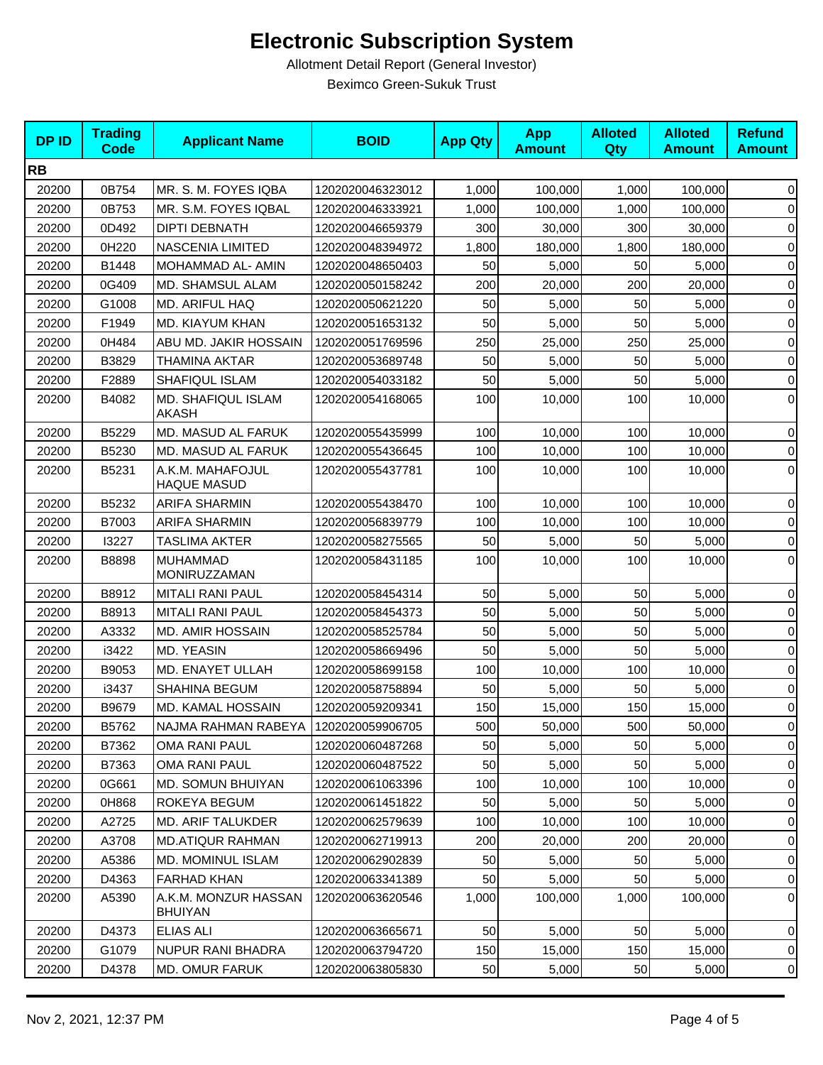# Electronic Subscription System

Allotment Detail Report (General Investor)

Beximco Green-Sukuk Trust

| DP ID | Trading Code | Applicant Name | BOID | App Qty | App Amount | Alloted Qty | Alloted Amount | Refund Amount |
|---|---|---|---|---|---|---|---|---|
| **RB** | | | | | | | | |
| 20200 | 0B754 | MR. S. M. FOYES IQBA | 1202020046323012 | 1,000 | 100,000 | 1,000 | 100,000 | 0 |
| 20200 | 0B753 | MR. S.M. FOYES IQBAL | 1202020046333921 | 1,000 | 100,000 | 1,000 | 100,000 | 0 |
| 20200 | 0D492 | DIPTI DEBNATH | 1202020046659379 | 300 | 30,000 | 300 | 30,000 | 0 |
| 20200 | 0H220 | NASCENIA LIMITED | 1202020048394972 | 1,800 | 180,000 | 1,800 | 180,000 | 0 |
| 20200 | B1448 | MOHAMMAD AL- AMIN | 1202020048650403 | 50 | 5,000 | 50 | 5,000 | 0 |
| 20200 | 0G409 | MD. SHAMSUL ALAM | 1202020050158242 | 200 | 20,000 | 200 | 20,000 | 0 |
| 20200 | G1008 | MD. ARIFUL HAQ | 1202020050621220 | 50 | 5,000 | 50 | 5,000 | 0 |
| 20200 | F1949 | MD. KIAYUM KHAN | 1202020051653132 | 50 | 5,000 | 50 | 5,000 | 0 |
| 20200 | 0H484 | ABU MD. JAKIR HOSSAIN | 1202020051769596 | 250 | 25,000 | 250 | 25,000 | 0 |
| 20200 | B3829 | THAMINA AKTAR | 1202020053689748 | 50 | 5,000 | 50 | 5,000 | 0 |
| 20200 | F2889 | SHAFIQUL ISLAM | 1202020054033182 | 50 | 5,000 | 50 | 5,000 | 0 |
| 20200 | B4082 | MD. SHAFIQUL ISLAM AKASH | 1202020054168065 | 100 | 10,000 | 100 | 10,000 | 0 |
| 20200 | B5229 | MD. MASUD AL FARUK | 1202020055435999 | 100 | 10,000 | 100 | 10,000 | 0 |
| 20200 | B5230 | MD. MASUD AL FARUK | 1202020055436645 | 100 | 10,000 | 100 | 10,000 | 0 |
| 20200 | B5231 | A.K.M. MAHAFOJUL HAQUE MASUD | 1202020055437781 | 100 | 10,000 | 100 | 10,000 | 0 |
| 20200 | B5232 | ARIFA SHARMIN | 1202020055438470 | 100 | 10,000 | 100 | 10,000 | 0 |
| 20200 | B7003 | ARIFA SHARMIN | 1202020056839779 | 100 | 10,000 | 100 | 10,000 | 0 |
| 20200 | I3227 | TASLIMA AKTER | 1202020058275565 | 50 | 5,000 | 50 | 5,000 | 0 |
| 20200 | B8898 | MUHAMMAD MONIRUZZAMAN | 1202020058431185 | 100 | 10,000 | 100 | 10,000 | 0 |
| 20200 | B8912 | MITALI RANI PAUL | 1202020058454314 | 50 | 5,000 | 50 | 5,000 | 0 |
| 20200 | B8913 | MITALI RANI PAUL | 1202020058454373 | 50 | 5,000 | 50 | 5,000 | 0 |
| 20200 | A3332 | MD. AMIR HOSSAIN | 1202020058525784 | 50 | 5,000 | 50 | 5,000 | 0 |
| 20200 | i3422 | MD. YEASIN | 1202020058669496 | 50 | 5,000 | 50 | 5,000 | 0 |
| 20200 | B9053 | MD. ENAYET ULLAH | 1202020058699158 | 100 | 10,000 | 100 | 10,000 | 0 |
| 20200 | i3437 | SHAHINA BEGUM | 1202020058758894 | 50 | 5,000 | 50 | 5,000 | 0 |
| 20200 | B9679 | MD. KAMAL HOSSAIN | 1202020059209341 | 150 | 15,000 | 150 | 15,000 | 0 |
| 20200 | B5762 | NAJMA RAHMAN RABEYA | 1202020059906705 | 500 | 50,000 | 500 | 50,000 | 0 |
| 20200 | B7362 | OMA RANI PAUL | 1202020060487268 | 50 | 5,000 | 50 | 5,000 | 0 |
| 20200 | B7363 | OMA RANI PAUL | 1202020060487522 | 50 | 5,000 | 50 | 5,000 | 0 |
| 20200 | 0G661 | MD. SOMUN BHUIYAN | 1202020061063396 | 100 | 10,000 | 100 | 10,000 | 0 |
| 20200 | 0H868 | ROKEYA BEGUM | 1202020061451822 | 50 | 5,000 | 50 | 5,000 | 0 |
| 20200 | A2725 | MD. ARIF TALUKDER | 1202020062579639 | 100 | 10,000 | 100 | 10,000 | 0 |
| 20200 | A3708 | MD.ATIQUR RAHMAN | 1202020062719913 | 200 | 20,000 | 200 | 20,000 | 0 |
| 20200 | A5386 | MD. MOMINUL ISLAM | 1202020062902839 | 50 | 5,000 | 50 | 5,000 | 0 |
| 20200 | D4363 | FARHAD KHAN | 1202020063341389 | 50 | 5,000 | 50 | 5,000 | 0 |
| 20200 | A5390 | A.K.M. MONZUR HASSAN BHUIYAN | 1202020063620546 | 1,000 | 100,000 | 1,000 | 100,000 | 0 |
| 20200 | D4373 | ELIAS ALI | 1202020063665671 | 50 | 5,000 | 50 | 5,000 | 0 |
| 20200 | G1079 | NUPUR RANI BHADRA | 1202020063794720 | 150 | 15,000 | 150 | 15,000 | 0 |
| 20200 | D4378 | MD. OMUR FARUK | 1202020063805830 | 50 | 5,000 | 50 | 5,000 | 0 |

Nov 2, 2021, 12:37 PM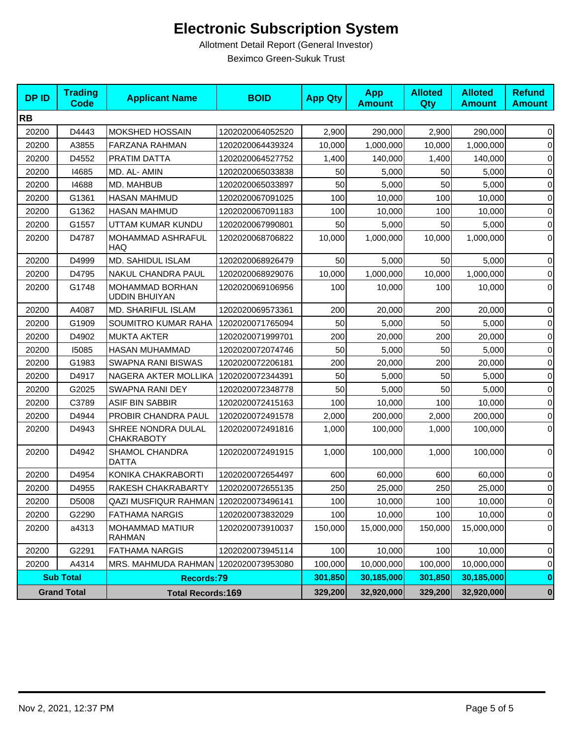# Electronic Subscription System

Allotment Detail Report (General Investor)

Beximco Green-Sukuk Trust

| DP ID | Trading Code | Applicant Name | BOID | App Qty | App Amount | Alloted Qty | Alloted Amount | Refund Amount |
|---|---|---|---|---|---|---|---|---|
| **RB** | | | | | | | | |
| 20200 | D4443 | MOKSHED HOSSAIN | 1202020064052520 | 2,900 | 290,000 | 2,900 | 290,000 | 0 |
| 20200 | A3855 | FARZANA RAHMAN | 1202020064439324 | 10,000 | 1,000,000 | 10,000 | 1,000,000 | 0 |
| 20200 | D4552 | PRATIM DATTA | 1202020064527752 | 1,400 | 140,000 | 1,400 | 140,000 | 0 |
| 20200 | I4685 | MD. AL- AMIN | 1202020065033838 | 50 | 5,000 | 50 | 5,000 | 0 |
| 20200 | I4688 | MD. MAHBUB | 1202020065033897 | 50 | 5,000 | 50 | 5,000 | 0 |
| 20200 | G1361 | HASAN MAHMUD | 1202020067091025 | 100 | 10,000 | 100 | 10,000 | 0 |
| 20200 | G1362 | HASAN MAHMUD | 1202020067091183 | 100 | 10,000 | 100 | 10,000 | 0 |
| 20200 | G1557 | UTTAM KUMAR KUNDU | 1202020067990801 | 50 | 5,000 | 50 | 5,000 | 0 |
| 20200 | D4787 | MOHAMMAD ASHRAFUL HAQ | 1202020068706822 | 10,000 | 1,000,000 | 10,000 | 1,000,000 | 0 |
| 20200 | D4999 | MD. SAHIDUL ISLAM | 1202020068926479 | 50 | 5,000 | 50 | 5,000 | 0 |
| 20200 | D4795 | NAKUL CHANDRA PAUL | 1202020068929076 | 10,000 | 1,000,000 | 10,000 | 1,000,000 | 0 |
| 20200 | G1748 | MOHAMMAD BORHAN UDDIN BHUIYAN | 1202020069106956 | 100 | 10,000 | 100 | 10,000 | 0 |
| 20200 | A4087 | MD. SHARIFUL ISLAM | 1202020069573361 | 200 | 20,000 | 200 | 20,000 | 0 |
| 20200 | G1909 | SOUMITRO KUMAR RAHA | 1202020071765094 | 50 | 5,000 | 50 | 5,000 | 0 |
| 20200 | D4902 | MUKTA AKTER | 1202020071999701 | 200 | 20,000 | 200 | 20,000 | 0 |
| 20200 | I5085 | HASAN MUHAMMAD | 1202020072074746 | 50 | 5,000 | 50 | 5,000 | 0 |
| 20200 | G1983 | SWAPNA RANI BISWAS | 1202020072206181 | 200 | 20,000 | 200 | 20,000 | 0 |
| 20200 | D4917 | NAGERA AKTER MOLLIKA | 1202020072344391 | 50 | 5,000 | 50 | 5,000 | 0 |
| 20200 | G2025 | SWAPNA RANI DEY | 1202020072348778 | 50 | 5,000 | 50 | 5,000 | 0 |
| 20200 | C3789 | ASIF BIN SABBIR | 1202020072415163 | 100 | 10,000 | 100 | 10,000 | 0 |
| 20200 | D4944 | PROBIR CHANDRA PAUL | 1202020072491578 | 2,000 | 200,000 | 2,000 | 200,000 | 0 |
| 20200 | D4943 | SHREE NONDRA DULAL CHAKRABOTY | 1202020072491816 | 1,000 | 100,000 | 1,000 | 100,000 | 0 |
| 20200 | D4942 | SHAMOL CHANDRA DATTA | 1202020072491915 | 1,000 | 100,000 | 1,000 | 100,000 | 0 |
| 20200 | D4954 | KONIKA CHAKRABORTI | 1202020072654497 | 600 | 60,000 | 600 | 60,000 | 0 |
| 20200 | D4955 | RAKESH CHAKRABARTY | 1202020072655135 | 250 | 25,000 | 250 | 25,000 | 0 |
| 20200 | D5008 | QAZI MUSFIQUR RAHMAN | 1202020073496141 | 100 | 10,000 | 100 | 10,000 | 0 |
| 20200 | G2290 | FATHAMA NARGIS | 1202020073832029 | 100 | 10,000 | 100 | 10,000 | 0 |
| 20200 | a4313 | MOHAMMAD MATIUR RAHMAN | 1202020073910037 | 150,000 | 15,000,000 | 150,000 | 15,000,000 | 0 |
| 20200 | G2291 | FATHAMA NARGIS | 1202020073945114 | 100 | 10,000 | 100 | 10,000 | 0 |
| 20200 | A4314 | MRS. MAHMUDA RAHMAN | 1202020073953080 | 100,000 | 10,000,000 | 100,000 | 10,000,000 | 0 |
| **Sub Total** | | **Records:79** | | **301,850** | **30,185,000** | **301,850** | **30,185,000** | **0** |
| **Grand Total** | | **Total Records:169** | | **329,200** | **32,920,000** | **329,200** | **32,920,000** | **0** |

Nov 2, 2021, 12:37 PM